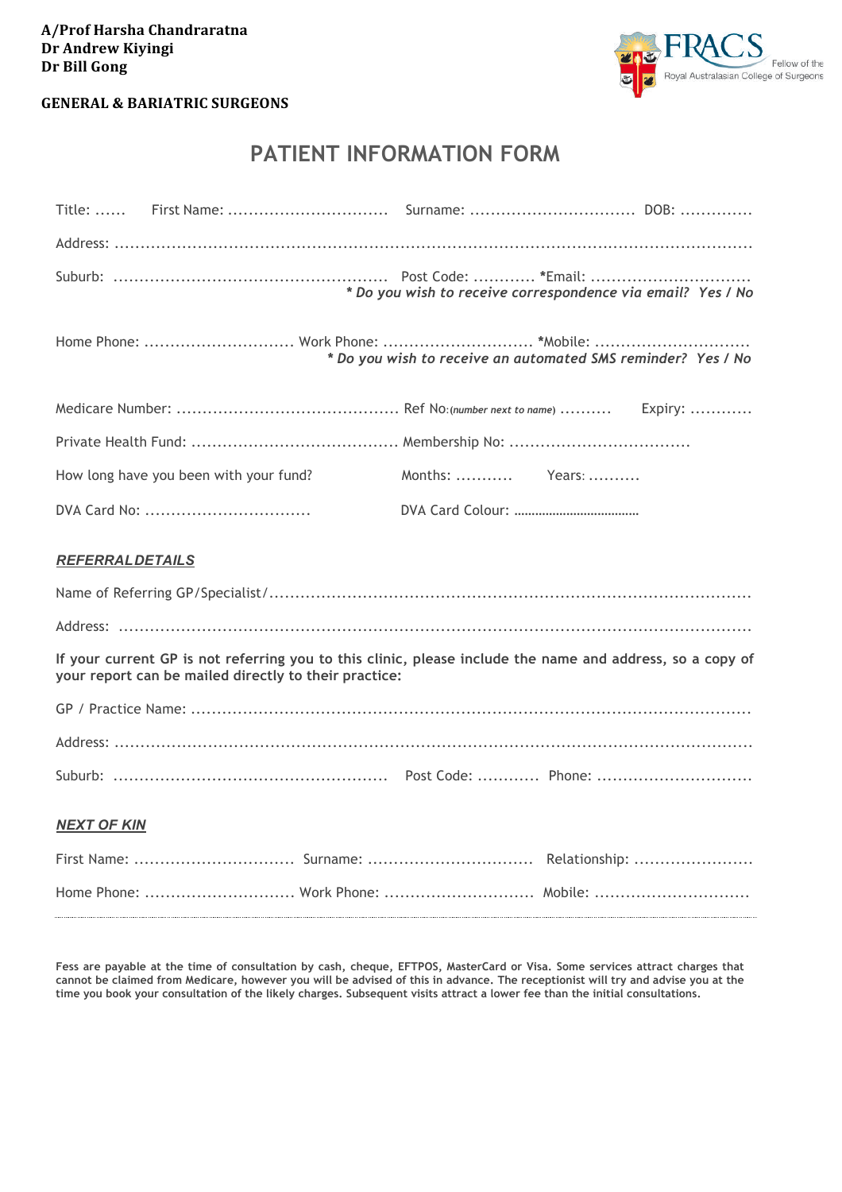**A/Prof Harsha Chandraratna**
**Dr Andrew Kiyingi**
**Dr Bill Gong**

**GENERAL & BARIATRIC SURGEONS**

FRACS Fellow of the Royal Australasian College of Surgeons

# PATIENT INFORMATION FORM

Title: ...... First Name: ............................... Surname: ................................ DOB: ..............

Address: ...........................................................................................................................

Suburb: .................................................... Post Code: ............ *Email: ...............................
*\* Do you wish to receive correspondence via email? Yes / No*

Home Phone: ............................. Work Phone: ............................. *Mobile: .............................
*\* Do you wish to receive an automated SMS reminder? Yes / No*

Medicare Number: ........................................... Ref No:*(number next to name)* .......... Expiry: ............

Private Health Fund: ....................................... Membership No: ...................................

How long have you been with your fund? Months: ........... Years: ..........

DVA Card No: ................................ DVA Card Colour: ....................................

***REFERRAL DETAILS***

Name of Referring GP/Specialist/...........................................................................................

Address: ...........................................................................................................................

**If your current GP is not referring you to this clinic, please include the name and address, so a copy of your report can be mailed directly to their practice:**

GP / Practice Name: ............................................................................................................

Address: ...........................................................................................................................

Suburb: .................................................... Post Code: ............ Phone: ..............................

***NEXT OF KIN***

First Name: ............................... Surname: ................................ Relationship: .......................

Home Phone: ............................. Work Phone: ............................. Mobile: ..............................

**Fess are payable at the time of consultation by cash, cheque, EFTPOS, MasterCard or Visa. Some services attract charges that cannot be claimed from Medicare, however you will be advised of this in advance. The receptionist will try and advise you at the time you book your consultation of the likely charges. Subsequent visits attract a lower fee than the initial consultations.**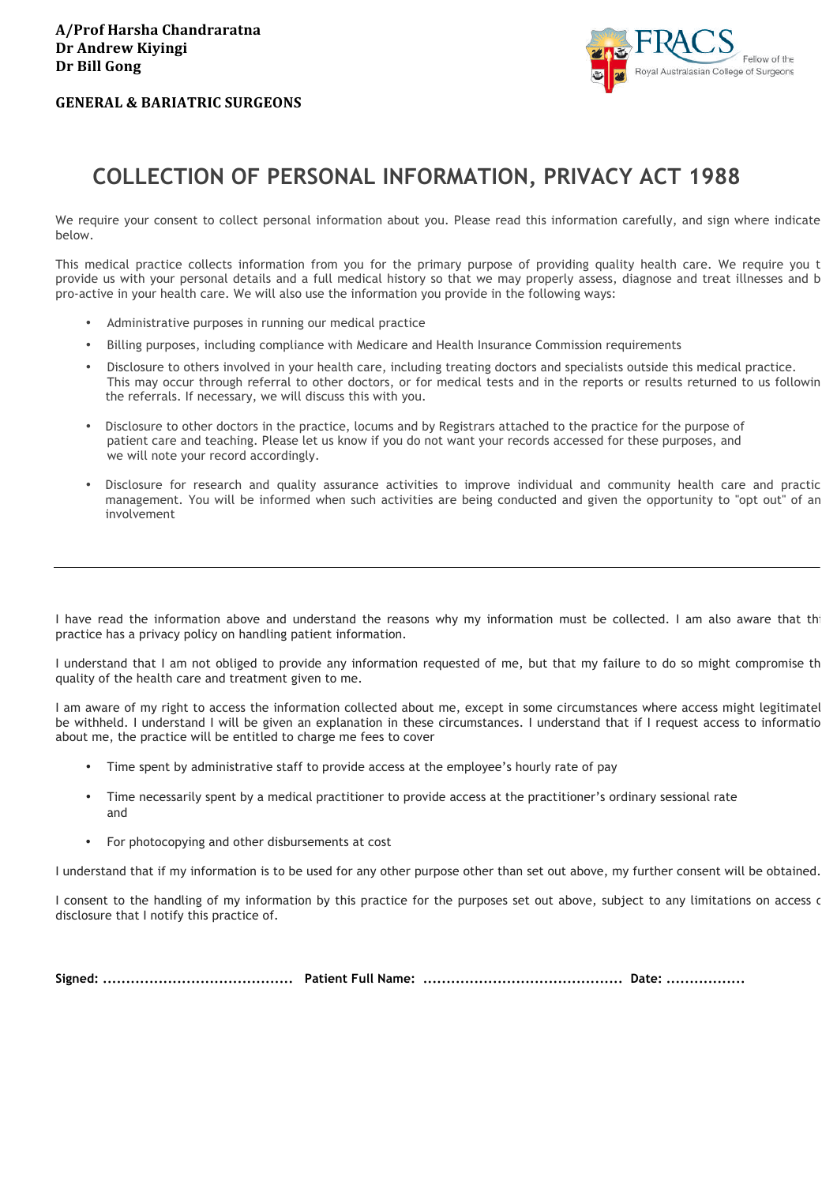**A/Prof Harsha Chandraratna**
**Dr Andrew Kiyingi**
**Dr Bill Gong**

**GENERAL & BARIATRIC SURGEONS**

FRACS Fellow of the Royal Australasian College of Surgeons

# COLLECTION OF PERSONAL INFORMATION, PRIVACY ACT 1988

We require your consent to collect personal information about you. Please read this information carefully, and sign where indicate below.

This medical practice collects information from you for the primary purpose of providing quality health care. We require you t provide us with your personal details and a full medical history so that we may properly assess, diagnose and treat illnesses and b pro-active in your health care. We will also use the information you provide in the following ways:

- Administrative purposes in running our medical practice
- Billing purposes, including compliance with Medicare and Health Insurance Commission requirements
- Disclosure to others involved in your health care, including treating doctors and specialists outside this medical practice. This may occur through referral to other doctors, or for medical tests and in the reports or results returned to us followin the referrals. If necessary, we will discuss this with you.
- Disclosure to other doctors in the practice, locums and by Registrars attached to the practice for the purpose of patient care and teaching. Please let us know if you do not want your records accessed for these purposes, and we will note your record accordingly.
- Disclosure for research and quality assurance activities to improve individual and community health care and practic management. You will be informed when such activities are being conducted and given the opportunity to "opt out" of an involvement

---

I have read the information above and understand the reasons why my information must be collected. I am also aware that th practice has a privacy policy on handling patient information.

I understand that I am not obliged to provide any information requested of me, but that my failure to do so might compromise th quality of the health care and treatment given to me.

I am aware of my right to access the information collected about me, except in some circumstances where access might legitimatel be withheld. I understand I will be given an explanation in these circumstances. I understand that if I request access to informatio about me, the practice will be entitled to charge me fees to cover

- Time spent by administrative staff to provide access at the employee's hourly rate of pay
- Time necessarily spent by a medical practitioner to provide access at the practitioner's ordinary sessional rate and
- For photocopying and other disbursements at cost

I understand that if my information is to be used for any other purpose other than set out above, my further consent will be obtained.

I consent to the handling of my information by this practice for the purposes set out above, subject to any limitations on access c disclosure that I notify this practice of.

**Signed: ......................................... Patient Full Name: ........................................... Date: .................**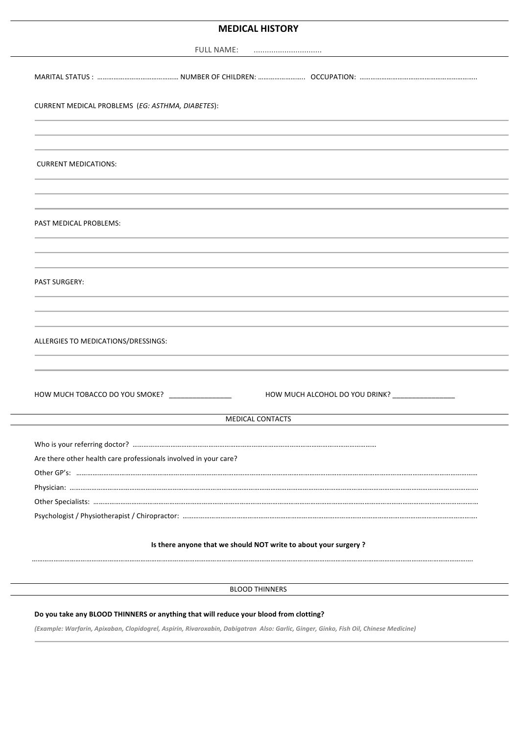## MEDICAL HISTORY

FULL NAME: ..............................

MARITAL STATUS : ……………………………………… NUMBER OF CHILDREN: …………………….. OCCUPATION: ………………………………………………………..

CURRENT MEDICAL PROBLEMS (*EG: ASTHMA, DIABETES*):

CURRENT MEDICATIONS:

PAST MEDICAL PROBLEMS:

PAST SURGERY:

ALLERGIES TO MEDICATIONS/DRESSINGS:

HOW MUCH TOBACCO DO YOU SMOKE? ________________ HOW MUCH ALCOHOL DO YOU DRINK? ________________

### MEDICAL CONTACTS

Who is your referring doctor? …………………………………………………………………………………………………………

Are there other health care professionals involved in your care?

Other GP's: ……………………………………………………………………………………………………………………………………

Physician: ……………………………………………………………………………………………………………………………………

Other Specialists: ……………………………………………………………………………………………………………………………

Psychologist / Physiotherapist / Chiropractor: ……………………………………………………………………………………

**Is there anyone that we should NOT write to about your surgery ?**

……………………………………………………………………………………………………………………………………………………

### BLOOD THINNERS

**Do you take any BLOOD THINNERS or anything that will reduce your blood from clotting?**

***(Example: Warfarin, Apixaban, Clopidogrel, Aspirin, Rivaroxabin, Dabigatran Also: Garlic, Ginger, Ginko, Fish Oil, Chinese Medicine)***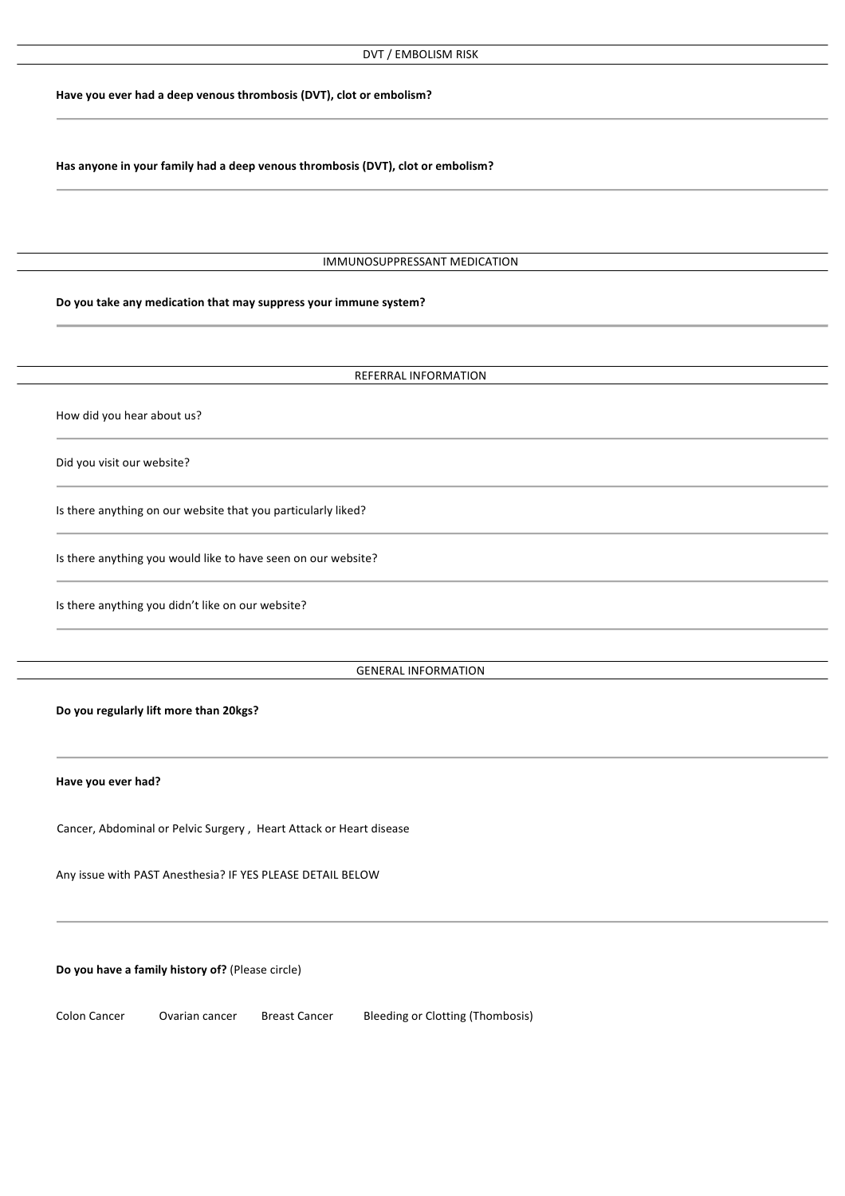## DVT / EMBOLISM RISK

**Have you ever had a deep venous thrombosis (DVT), clot or embolism?**

**Has anyone in your family had a deep venous thrombosis (DVT), clot or embolism?**

## IMMUNOSUPPRESSANT MEDICATION

**Do you take any medication that may suppress your immune system?**

## REFERRAL INFORMATION

How did you hear about us?

Did you visit our website?

Is there anything on our website that you particularly liked?

Is there anything you would like to have seen on our website?

Is there anything you didn't like on our website?

## GENERAL INFORMATION

**Do you regularly lift more than 20kgs?**

**Have you ever had?**

Cancer, Abdominal or Pelvic Surgery , Heart Attack or Heart disease

Any issue with PAST Anesthesia? IF YES PLEASE DETAIL BELOW

**Do you have a family history of?** (Please circle)

Colon Cancer Ovarian cancer Breast Cancer Bleeding or Clotting (Thombosis)